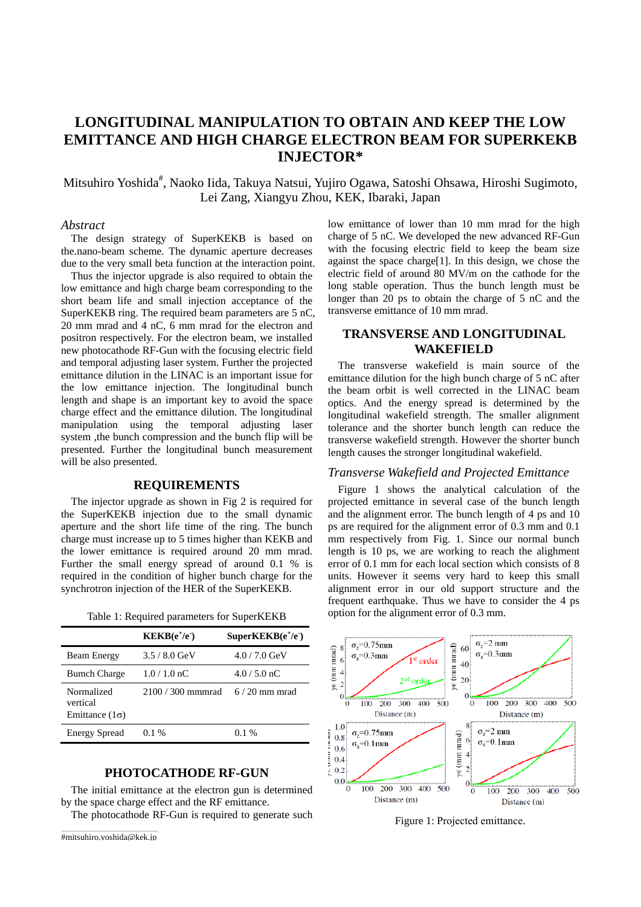# LONGITUDINAL MANIPULATION TO OBTAIN AND KEEP THE LOW EMITTANCE AND HIGH CHARGE ELECTRON BEAM FOR SUPERKEKB INJECTOR*

Mitsuhiro Yoshida#, Naoko Iida, Takuya Natsui, Yujiro Ogawa, Satoshi Ohsawa, Hiroshi Sugimoto, Lei Zang, Xiangyu Zhou, KEK, Ibaraki, Japan

## *Abstract*

The design strategy of SuperKEKB is based on the.nano-beam scheme. The dynamic aperture decreases due to the very small beta function at the interaction point.

Thus the injector upgrade is also required to obtain the low emittance and high charge beam corresponding to the short beam life and small injection acceptance of the SuperKEKB ring. The required beam parameters are 5 nC, 20 mm mrad and 4 nC, 6 mm mrad for the electron and positron respectively. For the electron beam, we installed new photocathode RF-Gun with the focusing electric field and temporal adjusting laser system. Further the projected emittance dilution in the LINAC is an important issue for the low emittance injection. The longitudinal bunch length and shape is an important key to avoid the space charge effect and the emittance dilution. The longitudinal manipulation using the temporal adjusting laser system ,the bunch compression and the bunch flip will be presented. Further the longitudinal bunch measurement will be also presented.

## REQUIREMENTS

The injector upgrade as shown in Fig 2 is required for the SuperKEKB injection due to the small dynamic aperture and the short life time of the ring. The bunch charge must increase up to 5 times higher than KEKB and the lower emittance is required around 20 mm mrad. Further the small energy spread of around 0.1 % is required in the condition of higher bunch charge for the synchrotron injection of the HER of the SuperKEKB.

Table 1: Required parameters for SuperKEKB

| | KEKB($e^+/e^-$) | SuperKEKB($e^+/e^-$) |
|---|---|---|
| Beam Energy | 3.5 / 8.0 GeV | 4.0 / 7.0 GeV |
| Bumch Charge | 1.0 / 1.0 nC | 4.0 / 5.0 nC |
| Normalized vertical Emittance (1σ) | 2100 / 300 mmmrad | 6 / 20 mm mrad |
| Energy Spread | 0.1 % | 0.1 % |

## PHOTOCATHODE RF-GUN

The initial emittance at the electron gun is determined by the space charge effect and the RF emittance.

The photocathode RF-Gun is required to generate such low emittance of lower than 10 mm mrad for the high charge of 5 nC. We developed the new advanced RF-Gun with the focusing electric field to keep the beam size against the space charge[1]. In this design, we chose the electric field of around 80 MV/m on the cathode for the long stable operation. Thus the bunch length must be longer than 20 ps to obtain the charge of 5 nC and the transverse emittance of 10 mm mrad.

## TRANSVERSE AND LONGITUDINAL WAKEFIELD

The transverse wakefield is main source of the emittance dilution for the high bunch charge of 5 nC after the beam orbit is well corrected in the LINAC beam optics. And the energy spread is determined by the longitudinal wakefield strength. The smaller alignment tolerance and the shorter bunch length can reduce the transverse wakefield strength. However the shorter bunch length causes the stronger longitudinal wakefield.

### *Transverse Wakefield and Projected Emittance*

Figure 1 shows the analytical calculation of the projected emittance in several case of the bunch length and the alignment error. The bunch length of 4 ps and 10 ps are required for the alignment error of 0.3 mm and 0.1 mm respectively from Fig. 1. Since our normal bunch length is 10 ps, we are working to reach the alignment error of 0.1 mm for each local section which consists of 8 units. However it seems very hard to keep this small alignment error in our old support structure and the frequent earthquake. Thus we have to consider the 4 ps option for the alignment error of 0.3 mm.

Figure 1: Projected emittance.

---

#mitsuhiro.yoshida@kek.jp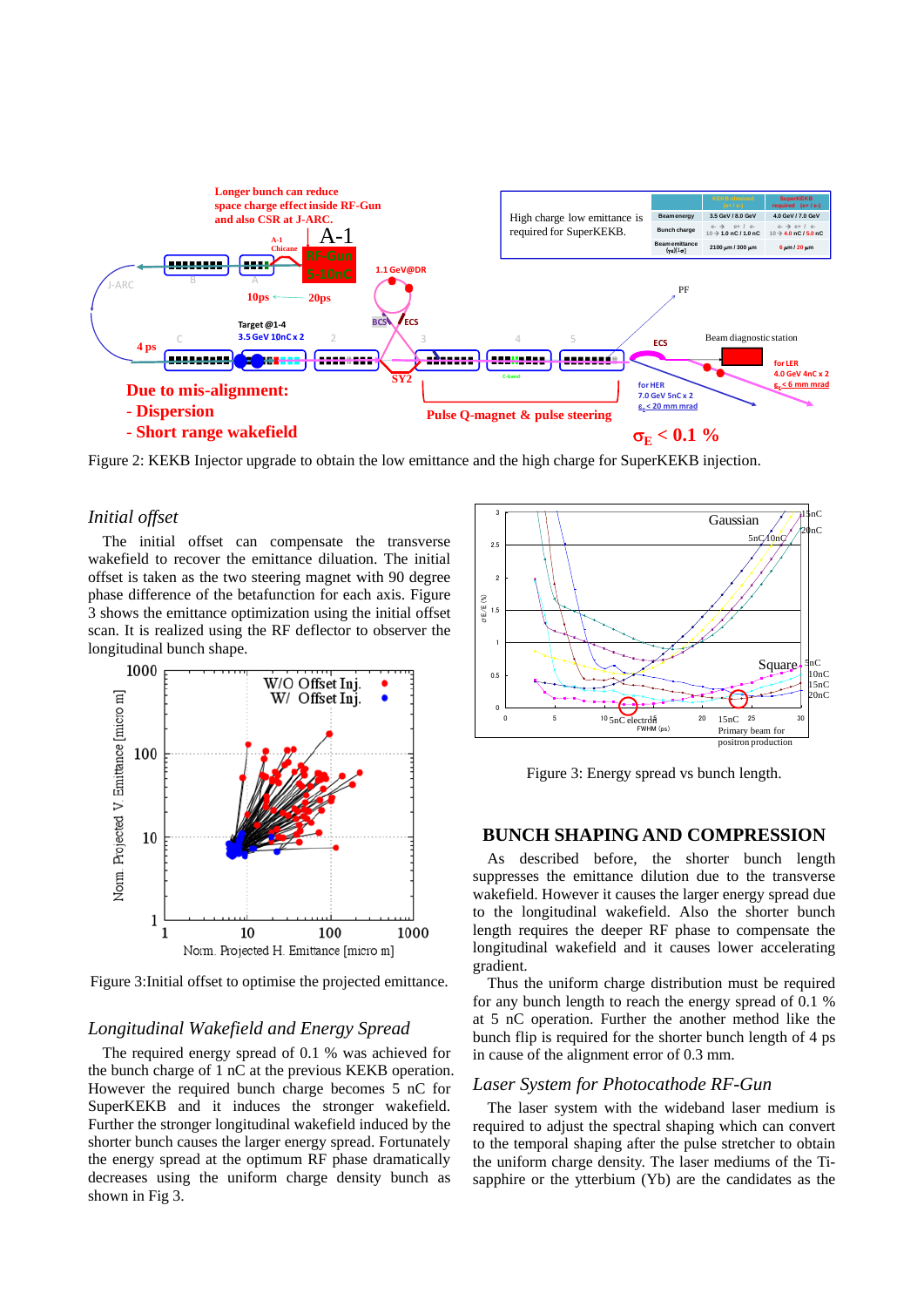Figure 2: KEKB Injector upgrade to obtain the low emittance and the high charge for SuperKEKB injection.

### *Initial offset*

The initial offset can compensate the transverse wakefield to recover the emittance diluation. The initial offset is taken as the two steering magnet with 90 degree phase difference of the betafunction for each axis. Figure 3 shows the emittance optimization using the initial offset scan. It is realized using the RF deflector to observer the longitudinal bunch shape.

Figure 3:Initial offset to optimise the projected emittance.

### *Longitudinal Wakefield and Energy Spread*

The required energy spread of 0.1 % was achieved for the bunch charge of 1 nC at the previous KEKB operation. However the required bunch charge becomes 5 nC for SuperKEKB and it induces the stronger wakefield. Further the stronger longitudinal wakefield induced by the shorter bunch causes the larger energy spread. Fortunately the energy spread at the optimum RF phase dramatically decreases using the uniform charge density bunch as shown in Fig 3.

Figure 3: Energy spread vs bunch length.

## BUNCH SHAPING AND COMPRESSION

As described before, the shorter bunch length suppresses the emittance dilution due to the transverse wakefield. However it causes the larger energy spread due to the longitudinal wakefield. Also the shorter bunch length requires the deeper RF phase to compensate the longitudinal wakefield and it causes lower accelerating gradient.

Thus the uniform charge distribution must be required for any bunch length to reach the energy spread of 0.1 % at 5 nC operation. Further the another method like the bunch flip is required for the shorter bunch length of 4 ps in cause of the alignment error of 0.3 mm.

### *Laser System for Photocathode RF-Gun*

The laser system with the wideband laser medium is required to adjust the spectral shaping which can convert to the temporal shaping after the pulse stretcher to obtain the uniform charge density. The laser mediums of the Ti-sapphire or the ytterbium (Yb) are the candidates as the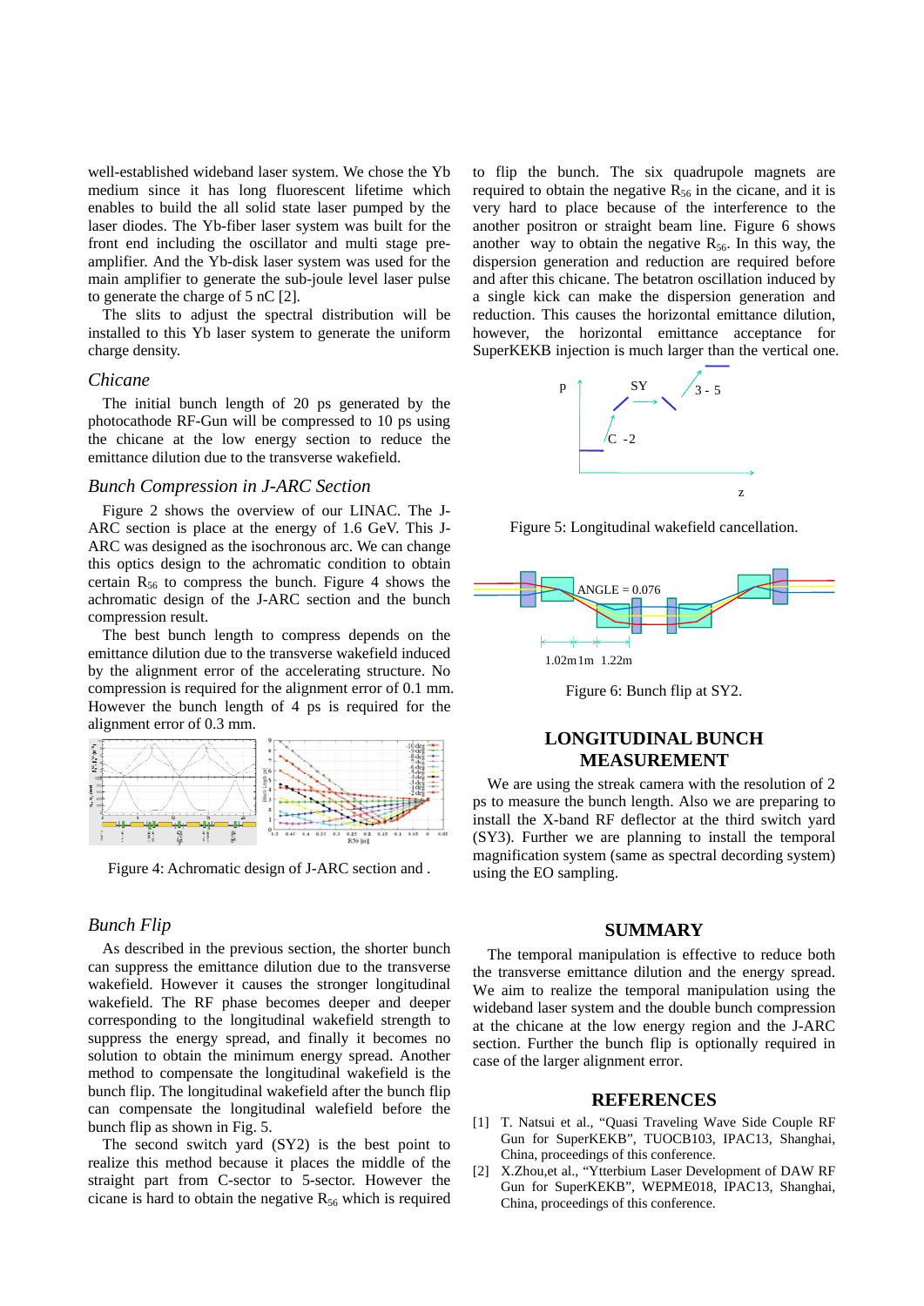well-established wideband laser system. We chose the Yb medium since it has long fluorescent lifetime which enables to build the all solid state laser pumped by the laser diodes. The Yb-fiber laser system was built for the front end including the oscillator and multi stage pre-amplifier. And the Yb-disk laser system was used for the main amplifier to generate the sub-joule level laser pulse to generate the charge of 5 nC [2].

The slits to adjust the spectral distribution will be installed to this Yb laser system to generate the uniform charge density.

### *Chicane*

The initial bunch length of 20 ps generated by the photocathode RF-Gun will be compressed to 10 ps using the chicane at the low energy section to reduce the emittance dilution due to the transverse wakefield.

### *Bunch Compression in J-ARC Section*

Figure 2 shows the overview of our LINAC. The J-ARC section is place at the energy of 1.6 GeV. This J-ARC was designed as the isochronous arc. We can change this optics design to the achromatic condition to obtain certain $R_{56}$ to compress the bunch. Figure 4 shows the achromatic design of the J-ARC section and the bunch compression result.

The best bunch length to compress depends on the emittance dilution due to the transverse wakefield induced by the alignment error of the accelerating structure. No compression is required for the alignment error of 0.1 mm. However the bunch length of 4 ps is required for the alignment error of 0.3 mm.

R56 [m]

Figure 4: Achromatic design of J-ARC section and .

### *Bunch Flip*

As described in the previous section, the shorter bunch can suppress the emittance dilution due to the transverse wakefield. However it causes the stronger longitudinal wakefield. The RF phase becomes deeper and deeper corresponding to the longitudinal wakefield strength to suppress the energy spread, and finally it becomes no solution to obtain the minimum energy spread. Another method to compensate the longitudinal wakefield is the bunch flip. The longitudinal wakefield after the bunch flip can compensate the longitudinal walefield before the bunch flip as shown in Fig. 5.

The second switch yard (SY2) is the best point to realize this method because it places the middle of the straight part from C-sector to 5-sector. However the cicane is hard to obtain the negative $R_{56}$ which is required to flip the bunch. The six quadrupole magnets are required to obtain the negative $R_{56}$ in the cicane, and it is very hard to place because of the interference to the another positron or straight beam line. Figure 6 shows another way to obtain the negative $R_{56}$. In this way, the dispersion generation and reduction are required before and after this chicane. The betatron oscillation induced by a single kick can make the dispersion generation and reduction. This causes the horizontal emittance dilution, however, the horizontal emittance acceptance for SuperKEKB injection is much larger than the vertical one.

p
SY
3 - 5
C -2
z

Figure 5: Longitudinal wakefield cancellation.

ANGLE = 0.076
1.02m 1m 1.22m

Figure 6: Bunch flip at SY2.

## LONGITUDINAL BUNCH MEASUREMENT

We are using the streak camera with the resolution of 2 ps to measure the bunch length. Also we are preparing to install the X-band RF deflector at the third switch yard (SY3). Further we are planning to install the temporal magnification system (same as spectral decording system) using the EO sampling.

## SUMMARY

The temporal manipulation is effective to reduce both the transverse emittance dilution and the energy spread. We aim to realize the temporal manipulation using the wideband laser system and the double bunch compression at the chicane at the low energy region and the J-ARC section. Further the bunch flip is optionally required in case of the larger alignment error.

## REFERENCES

[1] T. Natsui et al., "Quasi Traveling Wave Side Couple RF Gun for SuperKEKB", TUOCB103, IPAC13, Shanghai, China, proceedings of this conference.

[2] X.Zhou,et al., "Ytterbium Laser Development of DAW RF Gun for SuperKEKB", WEPME018, IPAC13, Shanghai, China, proceedings of this conference.